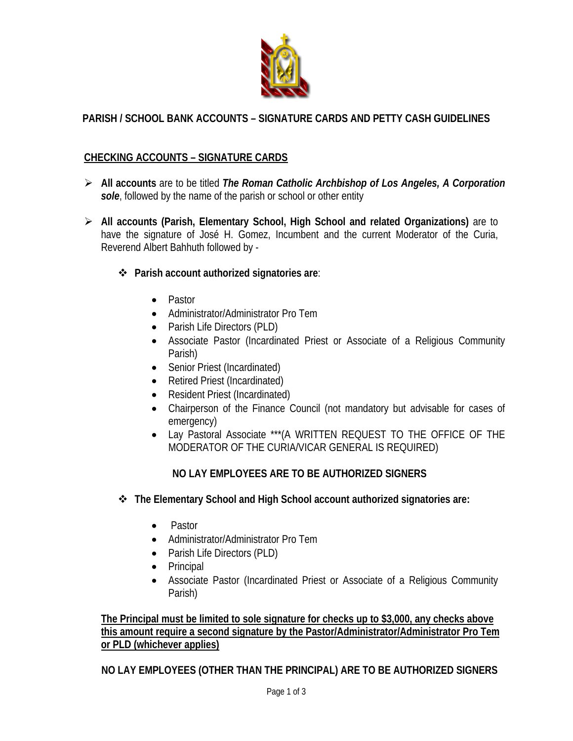# PARISH / SCHOOL BANK ACCOUNTS – SIGNATURE CARDS AND PETTY CASH GUIDELINES

## CHECKING ACCOUNTS – SIGNATURE CARDS

- **All accounts** are to be titled ***The Roman Catholic Archbishop of Los Angeles, A Corporation sole***, followed by the name of the parish or school or other entity

- **All accounts (Parish, Elementary School, High School and related Organizations)** are to have the signature of José H. Gomez, Incumbent and the current Moderator of the Curia, Reverend Albert Bahhuth followed by -

  - **Parish account authorized signatories are**:

    - Pastor
    - Administrator/Administrator Pro Tem
    - Parish Life Directors (PLD)
    - Associate Pastor (Incardinated Priest or Associate of a Religious Community Parish)
    - Senior Priest (Incardinated)
    - Retired Priest (Incardinated)
    - Resident Priest (Incardinated)
    - Chairperson of the Finance Council (not mandatory but advisable for cases of emergency)
    - Lay Pastoral Associate ***(A WRITTEN REQUEST TO THE OFFICE OF THE MODERATOR OF THE CURIA/VICAR GENERAL IS REQUIRED)

    **NO LAY EMPLOYEES ARE TO BE AUTHORIZED SIGNERS**

  - **The Elementary School and High School account authorized signatories are:**

    - Pastor
    - Administrator/Administrator Pro Tem
    - Parish Life Directors (PLD)
    - Principal
    - Associate Pastor (Incardinated Priest or Associate of a Religious Community Parish)

  **The Principal must be limited to sole signature for checks up to $3,000, any checks above this amount require a second signature by the Pastor/Administrator/Administrator Pro Tem or PLD (whichever applies)**

  **NO LAY EMPLOYEES (OTHER THAN THE PRINCIPAL) ARE TO BE AUTHORIZED SIGNERS**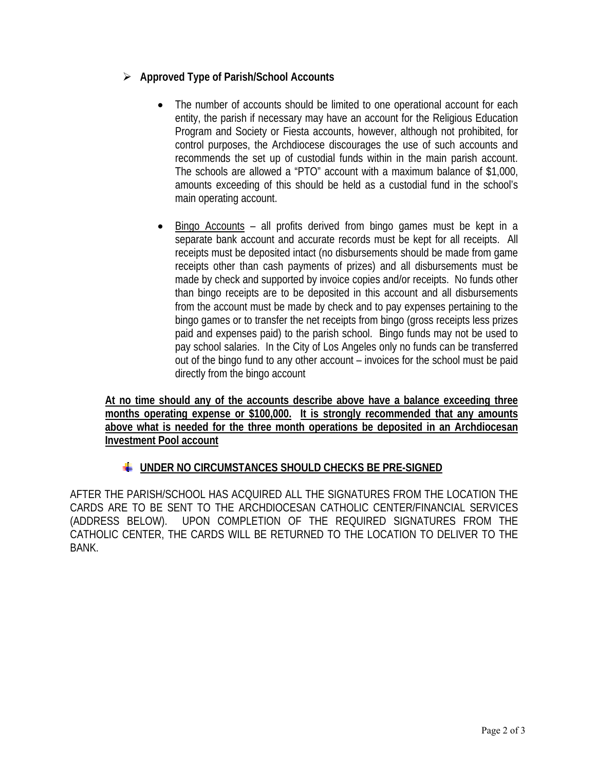- **Approved Type of Parish/School Accounts**

  - The number of accounts should be limited to one operational account for each entity, the parish if necessary may have an account for the Religious Education Program and Society or Fiesta accounts, however, although not prohibited, for control purposes, the Archdiocese discourages the use of such accounts and recommends the set up of custodial funds within in the main parish account. The schools are allowed a "PTO" account with a maximum balance of $1,000, amounts exceeding of this should be held as a custodial fund in the school's main operating account.

  - <u>Bingo Accounts</u> – all profits derived from bingo games must be kept in a separate bank account and accurate records must be kept for all receipts. All receipts must be deposited intact (no disbursements should be made from game receipts other than cash payments of prizes) and all disbursements must be made by check and supported by invoice copies and/or receipts. No funds other than bingo receipts are to be deposited in this account and all disbursements from the account must be made by check and to pay expenses pertaining to the bingo games or to transfer the net receipts from bingo (gross receipts less prizes paid and expenses paid) to the parish school. Bingo funds may not be used to pay school salaries. In the City of Los Angeles only no funds can be transferred out of the bingo fund to any other account – invoices for the school must be paid directly from the bingo account

**<u>At no time should any of the accounts describe above have a balance exceeding three months operating expense or $100,000.</u> <u>It is strongly recommended that any amounts above what is needed for the three month operations be deposited in an Archdiocesan Investment Pool account</u>**

- **<u>UNDER NO CIRCUMSTANCES SHOULD CHECKS BE PRE-SIGNED</u>**

AFTER THE PARISH/SCHOOL HAS ACQUIRED ALL THE SIGNATURES FROM THE LOCATION THE CARDS ARE TO BE SENT TO THE ARCHDIOCESAN CATHOLIC CENTER/FINANCIAL SERVICES (ADDRESS BELOW). UPON COMPLETION OF THE REQUIRED SIGNATURES FROM THE CATHOLIC CENTER, THE CARDS WILL BE RETURNED TO THE LOCATION TO DELIVER TO THE BANK.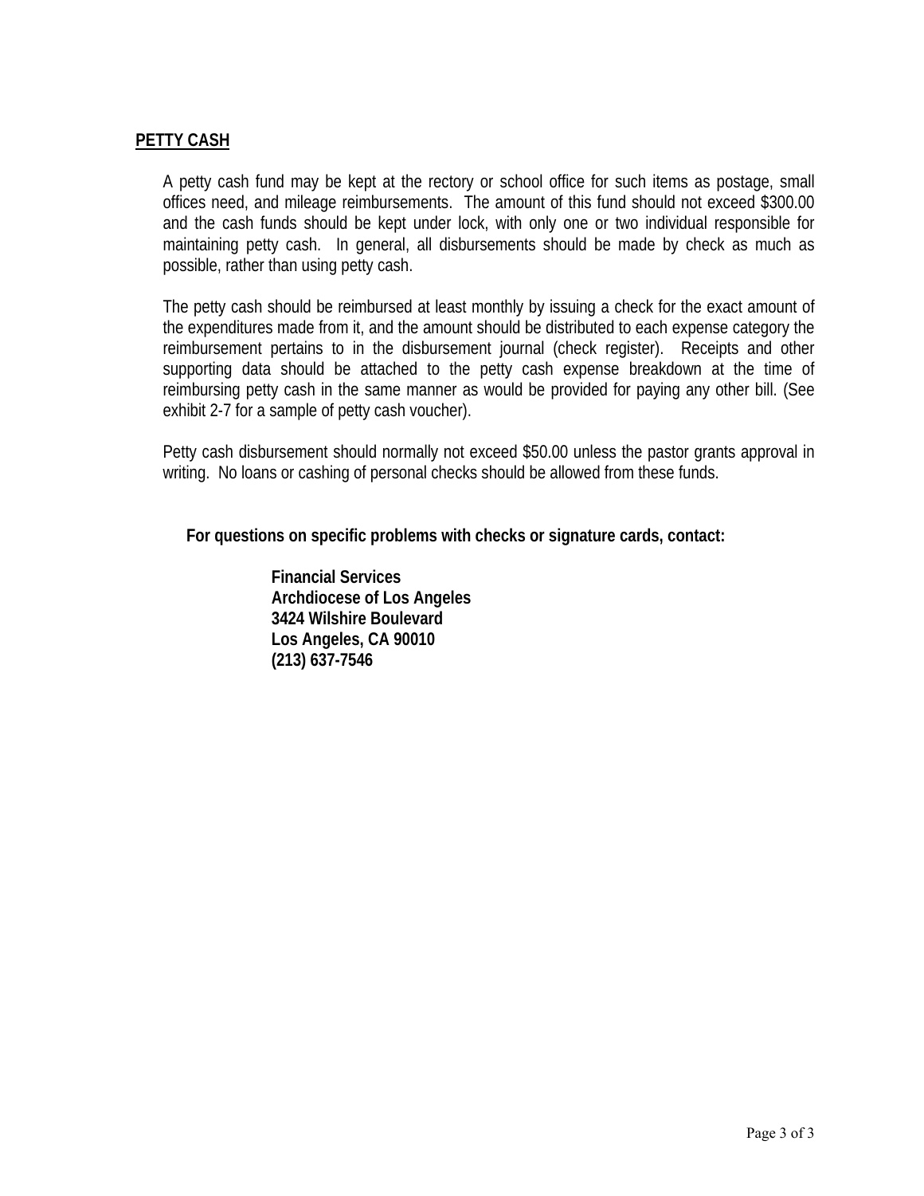## PETTY CASH

A petty cash fund may be kept at the rectory or school office for such items as postage, small offices need, and mileage reimbursements. The amount of this fund should not exceed $300.00 and the cash funds should be kept under lock, with only one or two individual responsible for maintaining petty cash. In general, all disbursements should be made by check as much as possible, rather than using petty cash.

The petty cash should be reimbursed at least monthly by issuing a check for the exact amount of the expenditures made from it, and the amount should be distributed to each expense category the reimbursement pertains to in the disbursement journal (check register). Receipts and other supporting data should be attached to the petty cash expense breakdown at the time of reimbursing petty cash in the same manner as would be provided for paying any other bill. (See exhibit 2-7 for a sample of petty cash voucher).

Petty cash disbursement should normally not exceed $50.00 unless the pastor grants approval in writing. No loans or cashing of personal checks should be allowed from these funds.

**For questions on specific problems with checks or signature cards, contact:**

**Financial Services**
**Archdiocese of Los Angeles**
**3424 Wilshire Boulevard**
**Los Angeles, CA 90010**
**(213) 637-7546**